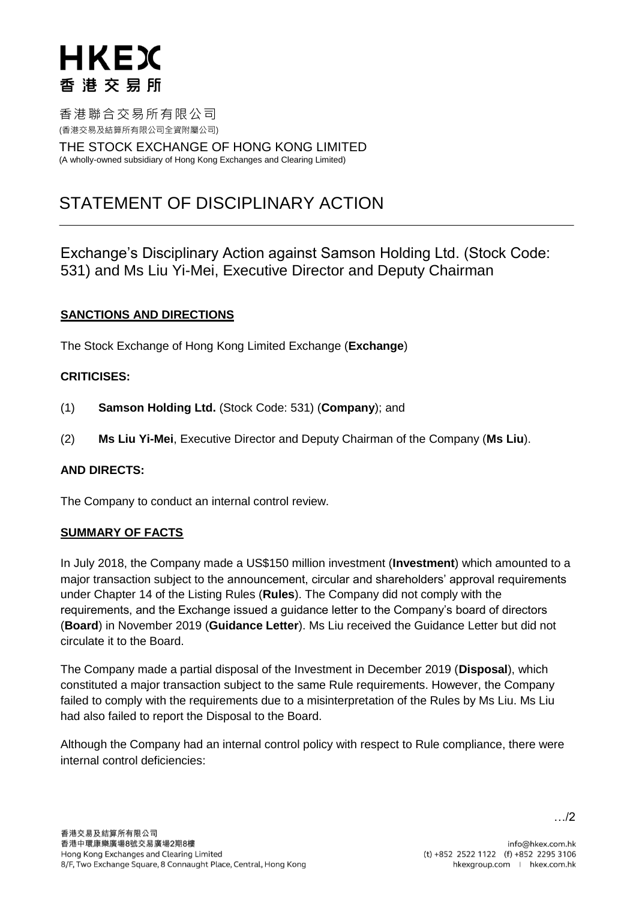# HKEX
香港交易所

香港聯合交易所有限公司
(香港交易及結算所有限公司全資附屬公司)

THE STOCK EXCHANGE OF HONG KONG LIMITED
(A wholly-owned subsidiary of Hong Kong Exchanges and Clearing Limited)

# STATEMENT OF DISCIPLINARY ACTION

## Exchange's Disciplinary Action against Samson Holding Ltd. (Stock Code: 531) and Ms Liu Yi-Mei, Executive Director and Deputy Chairman

**SANCTIONS AND DIRECTIONS**

The Stock Exchange of Hong Kong Limited Exchange (**Exchange**)

**CRITICISES:**

(1) **Samson Holding Ltd.** (Stock Code: 531) (**Company**); and

(2) **Ms Liu Yi-Mei**, Executive Director and Deputy Chairman of the Company (**Ms Liu**).

**AND DIRECTS:**

The Company to conduct an internal control review.

**SUMMARY OF FACTS**

In July 2018, the Company made a US$150 million investment (**Investment**) which amounted to a major transaction subject to the announcement, circular and shareholders' approval requirements under Chapter 14 of the Listing Rules (**Rules**). The Company did not comply with the requirements, and the Exchange issued a guidance letter to the Company's board of directors (**Board**) in November 2019 (**Guidance Letter**). Ms Liu received the Guidance Letter but did not circulate it to the Board.

The Company made a partial disposal of the Investment in December 2019 (**Disposal**), which constituted a major transaction subject to the same Rule requirements. However, the Company failed to comply with the requirements due to a misinterpretation of the Rules by Ms Liu. Ms Liu had also failed to report the Disposal to the Board.

Although the Company had an internal control policy with respect to Rule compliance, there were internal control deficiencies:

…/2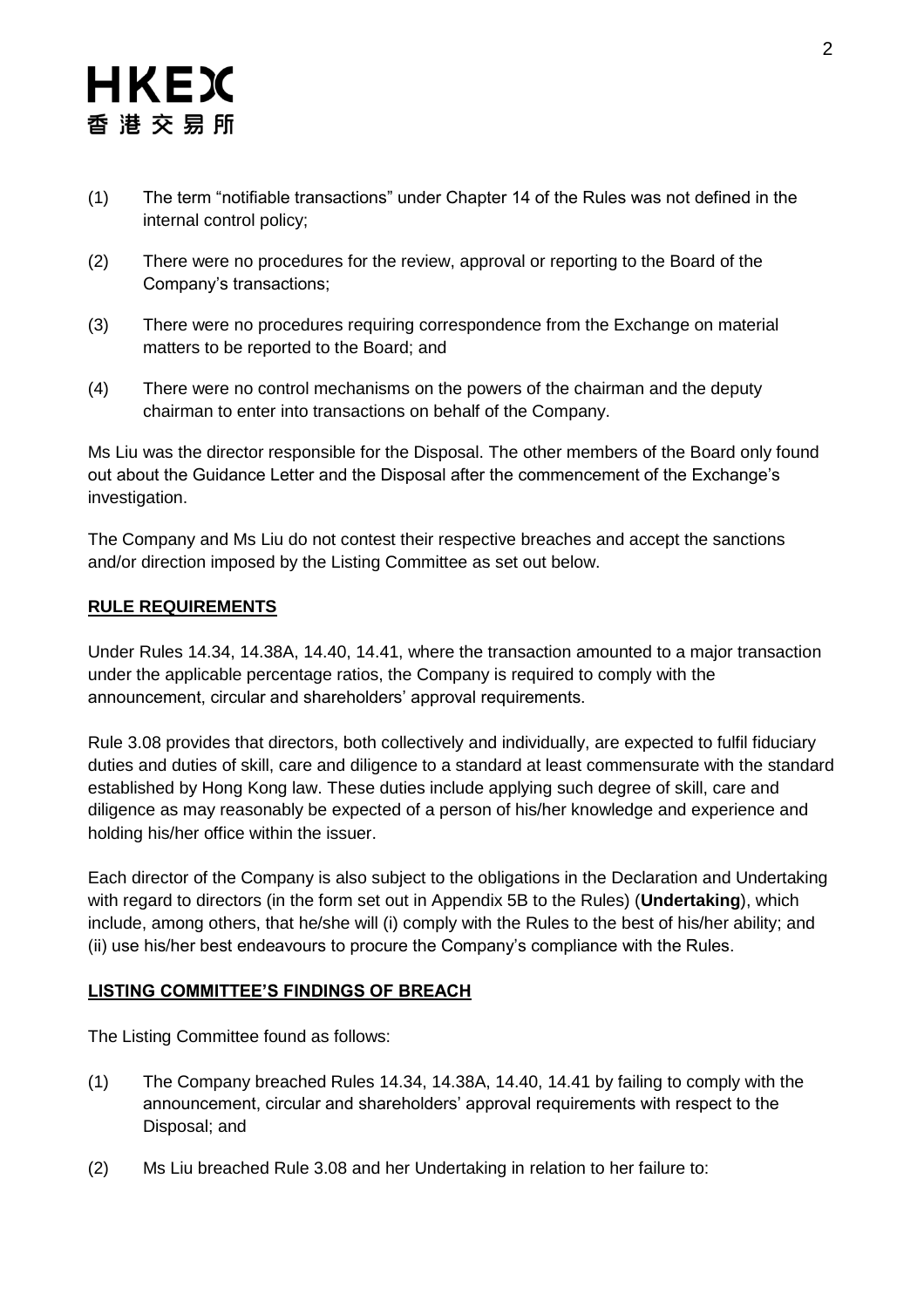(1) The term "notifiable transactions" under Chapter 14 of the Rules was not defined in the internal control policy;

(2) There were no procedures for the review, approval or reporting to the Board of the Company's transactions;

(3) There were no procedures requiring correspondence from the Exchange on material matters to be reported to the Board; and

(4) There were no control mechanisms on the powers of the chairman and the deputy chairman to enter into transactions on behalf of the Company.

Ms Liu was the director responsible for the Disposal. The other members of the Board only found out about the Guidance Letter and the Disposal after the commencement of the Exchange's investigation.

The Company and Ms Liu do not contest their respective breaches and accept the sanctions and/or direction imposed by the Listing Committee as set out below.

**RULE REQUIREMENTS**

Under Rules 14.34, 14.38A, 14.40, 14.41, where the transaction amounted to a major transaction under the applicable percentage ratios, the Company is required to comply with the announcement, circular and shareholders' approval requirements.

Rule 3.08 provides that directors, both collectively and individually, are expected to fulfil fiduciary duties and duties of skill, care and diligence to a standard at least commensurate with the standard established by Hong Kong law. These duties include applying such degree of skill, care and diligence as may reasonably be expected of a person of his/her knowledge and experience and holding his/her office within the issuer.

Each director of the Company is also subject to the obligations in the Declaration and Undertaking with regard to directors (in the form set out in Appendix 5B to the Rules) (**Undertaking**), which include, among others, that he/she will (i) comply with the Rules to the best of his/her ability; and (ii) use his/her best endeavours to procure the Company's compliance with the Rules.

**LISTING COMMITTEE'S FINDINGS OF BREACH**

The Listing Committee found as follows:

(1) The Company breached Rules 14.34, 14.38A, 14.40, 14.41 by failing to comply with the announcement, circular and shareholders' approval requirements with respect to the Disposal; and

(2) Ms Liu breached Rule 3.08 and her Undertaking in relation to her failure to: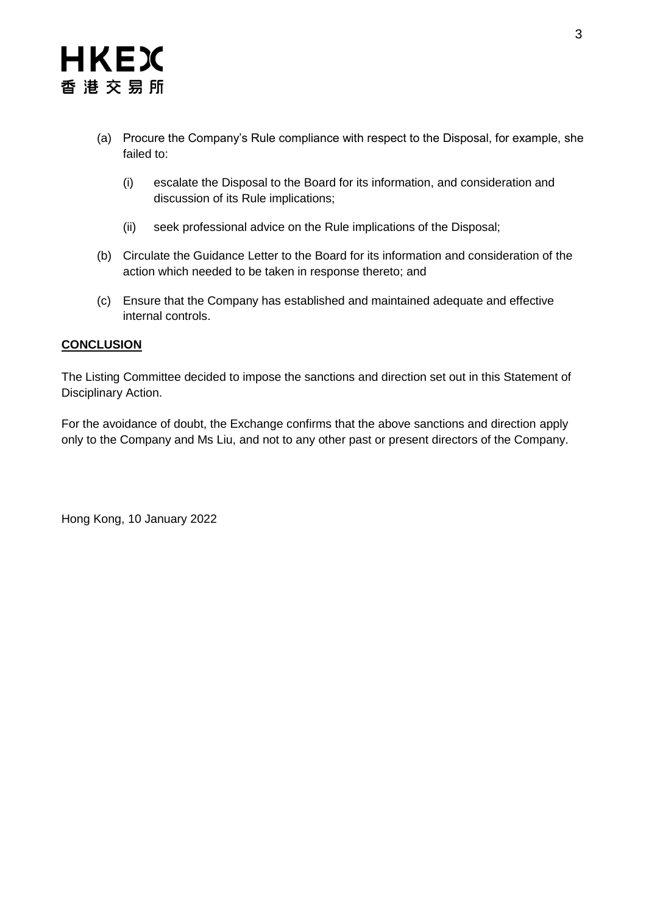(a) Procure the Company's Rule compliance with respect to the Disposal, for example, she failed to:

    (i) escalate the Disposal to the Board for its information, and consideration and discussion of its Rule implications;

    (ii) seek professional advice on the Rule implications of the Disposal;

(b) Circulate the Guidance Letter to the Board for its information and consideration of the action which needed to be taken in response thereto; and

(c) Ensure that the Company has established and maintained adequate and effective internal controls.

**CONCLUSION**

The Listing Committee decided to impose the sanctions and direction set out in this Statement of Disciplinary Action.

For the avoidance of doubt, the Exchange confirms that the above sanctions and direction apply only to the Company and Ms Liu, and not to any other past or present directors of the Company.

Hong Kong, 10 January 2022